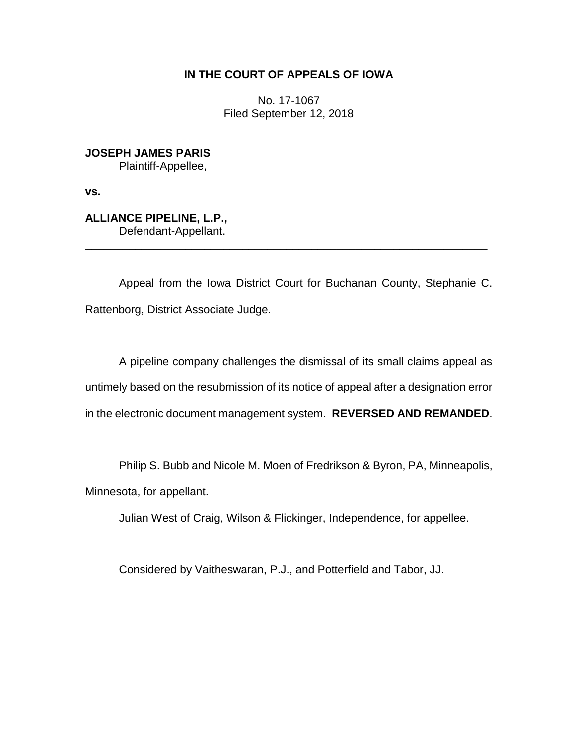**IN THE COURT OF APPEALS OF IOWA**

No. 17-1067
Filed September 12, 2018

**JOSEPH JAMES PARIS**
Plaintiff-Appellee,

**vs.**

**ALLIANCE PIPELINE, L.P.,**
Defendant-Appellant.

---

Appeal from the Iowa District Court for Buchanan County, Stephanie C. Rattenborg, District Associate Judge.

A pipeline company challenges the dismissal of its small claims appeal as untimely based on the resubmission of its notice of appeal after a designation error in the electronic document management system. **REVERSED AND REMANDED**.

Philip S. Bubb and Nicole M. Moen of Fredrikson & Byron, PA, Minneapolis, Minnesota, for appellant.

Julian West of Craig, Wilson & Flickinger, Independence, for appellee.

Considered by Vaitheswaran, P.J., and Potterfield and Tabor, JJ.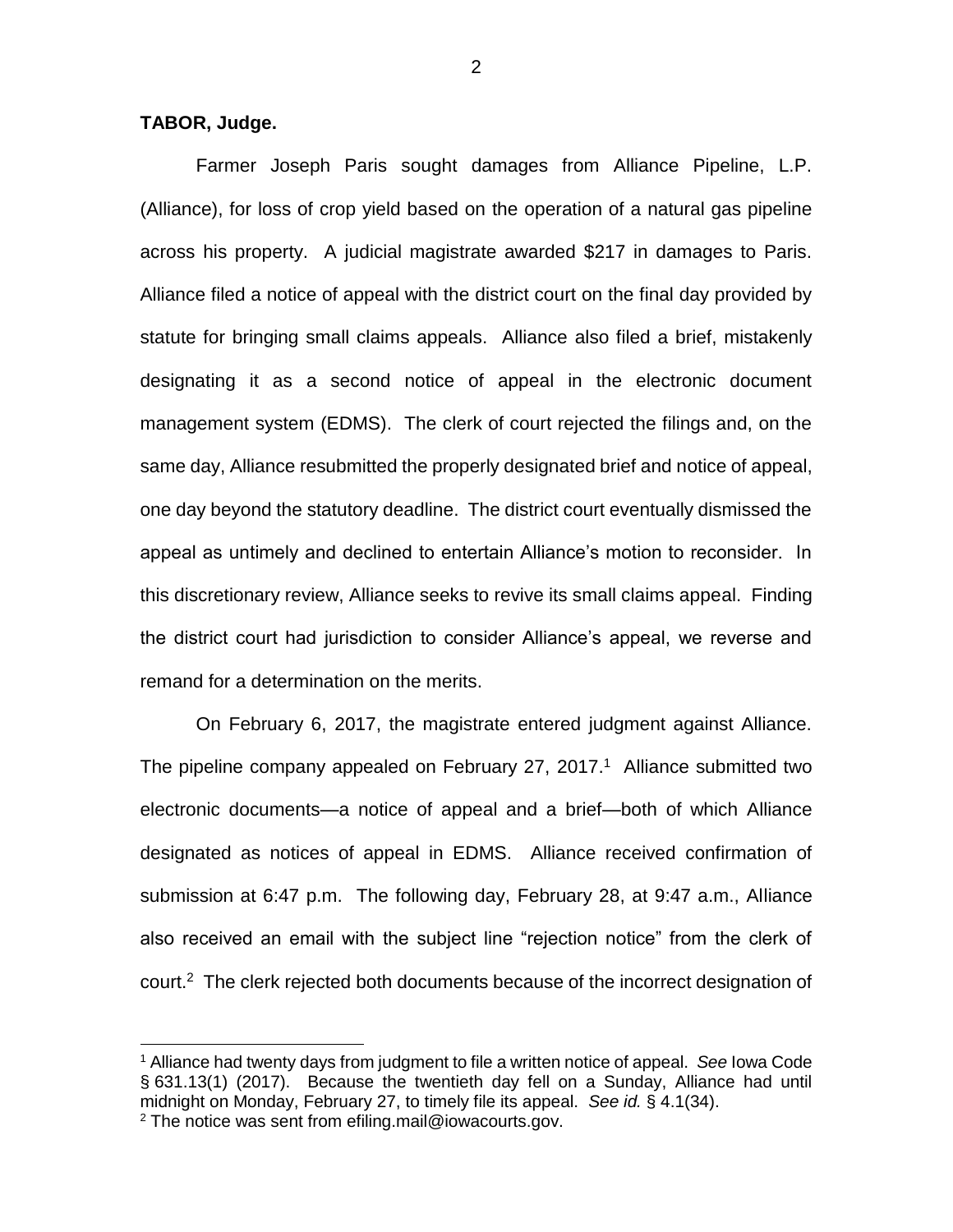**TABOR, Judge.**

Farmer Joseph Paris sought damages from Alliance Pipeline, L.P. (Alliance), for loss of crop yield based on the operation of a natural gas pipeline across his property. A judicial magistrate awarded $217 in damages to Paris. Alliance filed a notice of appeal with the district court on the final day provided by statute for bringing small claims appeals. Alliance also filed a brief, mistakenly designating it as a second notice of appeal in the electronic document management system (EDMS). The clerk of court rejected the filings and, on the same day, Alliance resubmitted the properly designated brief and notice of appeal, one day beyond the statutory deadline. The district court eventually dismissed the appeal as untimely and declined to entertain Alliance's motion to reconsider. In this discretionary review, Alliance seeks to revive its small claims appeal. Finding the district court had jurisdiction to consider Alliance's appeal, we reverse and remand for a determination on the merits.

On February 6, 2017, the magistrate entered judgment against Alliance. The pipeline company appealed on February 27, 2017.[1] Alliance submitted two electronic documents—a notice of appeal and a brief—both of which Alliance designated as notices of appeal in EDMS. Alliance received confirmation of submission at 6:47 p.m. The following day, February 28, at 9:47 a.m., Alliance also received an email with the subject line "rejection notice" from the clerk of court.[2] The clerk rejected both documents because of the incorrect designation of

---

[1] Alliance had twenty days from judgment to file a written notice of appeal. *See* Iowa Code § 631.13(1) (2017). Because the twentieth day fell on a Sunday, Alliance had until midnight on Monday, February 27, to timely file its appeal. *See id.* § 4.1(34).

[2] The notice was sent from efiling.mail@iowacourts.gov.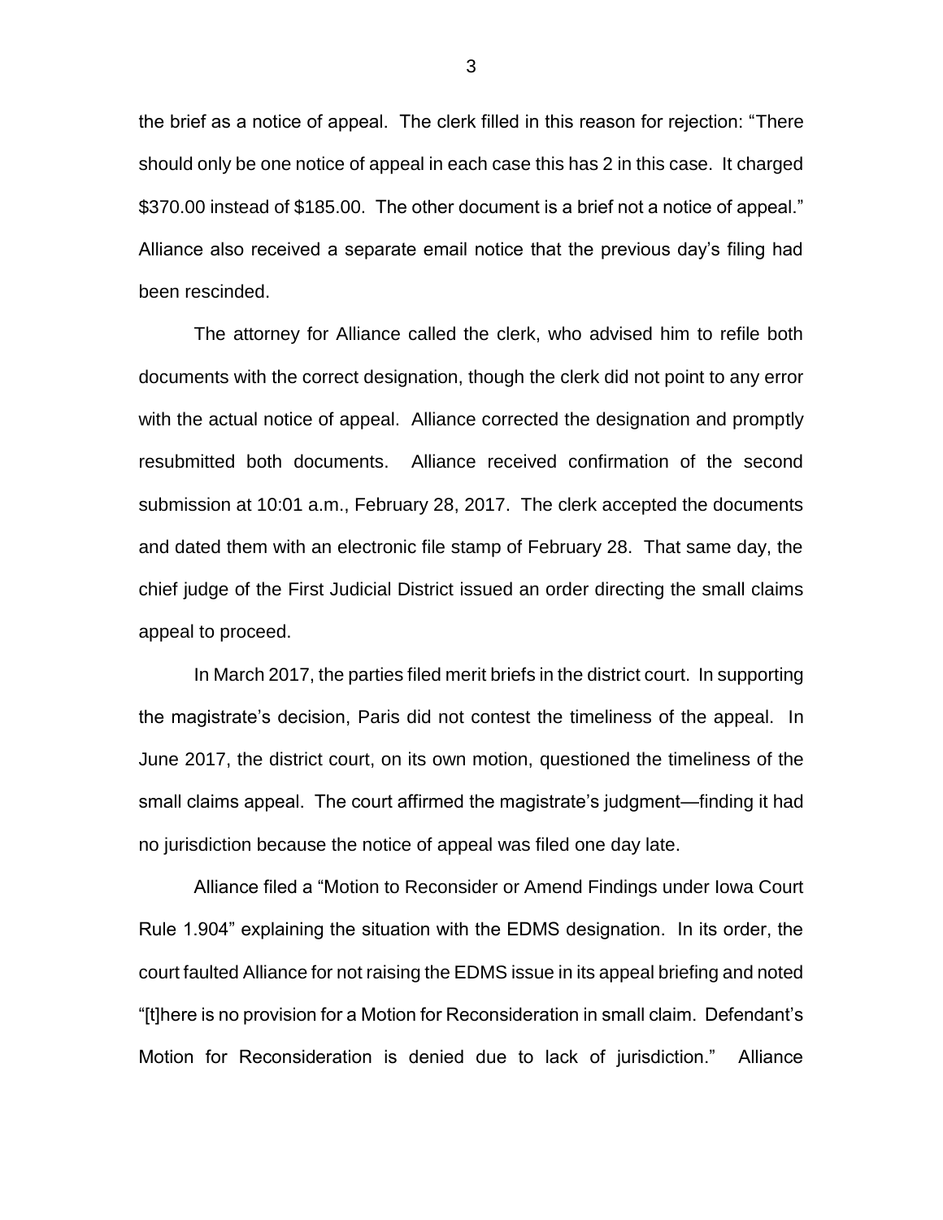the brief as a notice of appeal. The clerk filled in this reason for rejection: "There should only be one notice of appeal in each case this has 2 in this case. It charged $370.00 instead of $185.00. The other document is a brief not a notice of appeal." Alliance also received a separate email notice that the previous day's filing had been rescinded.

The attorney for Alliance called the clerk, who advised him to refile both documents with the correct designation, though the clerk did not point to any error with the actual notice of appeal. Alliance corrected the designation and promptly resubmitted both documents. Alliance received confirmation of the second submission at 10:01 a.m., February 28, 2017. The clerk accepted the documents and dated them with an electronic file stamp of February 28. That same day, the chief judge of the First Judicial District issued an order directing the small claims appeal to proceed.

In March 2017, the parties filed merit briefs in the district court. In supporting the magistrate's decision, Paris did not contest the timeliness of the appeal. In June 2017, the district court, on its own motion, questioned the timeliness of the small claims appeal. The court affirmed the magistrate's judgment—finding it had no jurisdiction because the notice of appeal was filed one day late.

Alliance filed a "Motion to Reconsider or Amend Findings under Iowa Court Rule 1.904" explaining the situation with the EDMS designation. In its order, the court faulted Alliance for not raising the EDMS issue in its appeal briefing and noted "[t]here is no provision for a Motion for Reconsideration in small claim. Defendant's Motion for Reconsideration is denied due to lack of jurisdiction." Alliance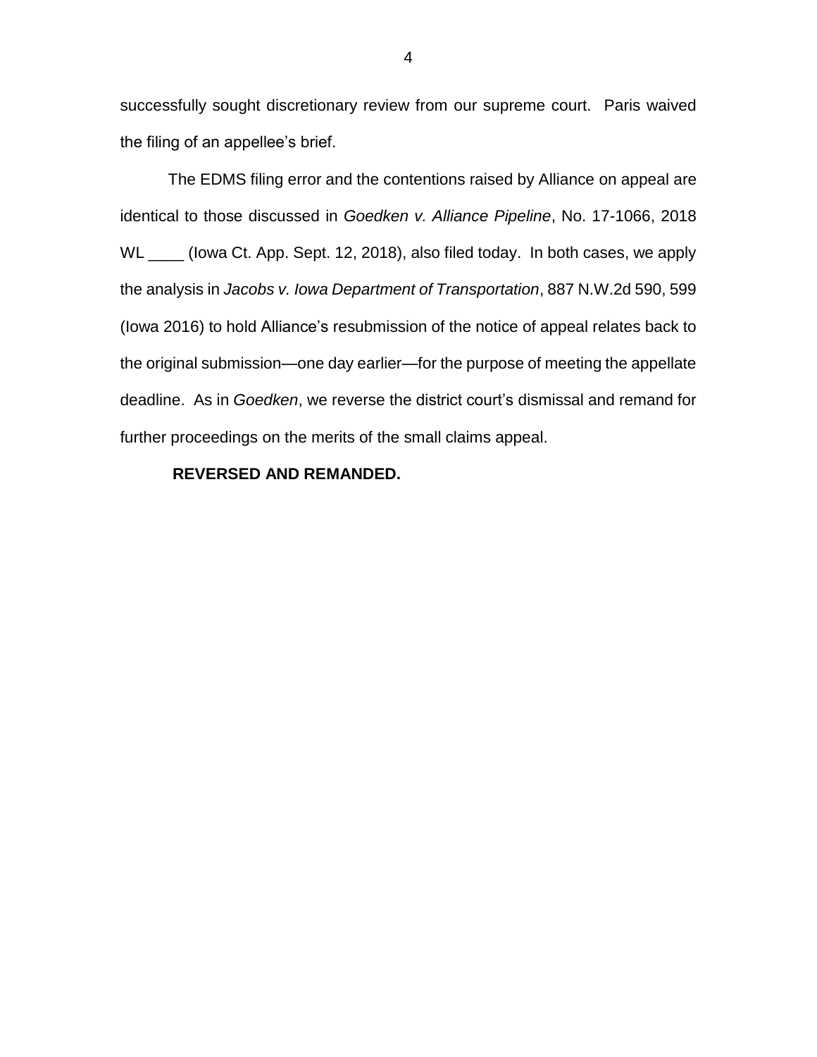successfully sought discretionary review from our supreme court. Paris waived the filing of an appellee's brief.

The EDMS filing error and the contentions raised by Alliance on appeal are identical to those discussed in *Goedken v. Alliance Pipeline*, No. 17-1066, 2018 WL ____ (Iowa Ct. App. Sept. 12, 2018), also filed today. In both cases, we apply the analysis in *Jacobs v. Iowa Department of Transportation*, 887 N.W.2d 590, 599 (Iowa 2016) to hold Alliance's resubmission of the notice of appeal relates back to the original submission—one day earlier—for the purpose of meeting the appellate deadline. As in *Goedken*, we reverse the district court's dismissal and remand for further proceedings on the merits of the small claims appeal.

**REVERSED AND REMANDED.**